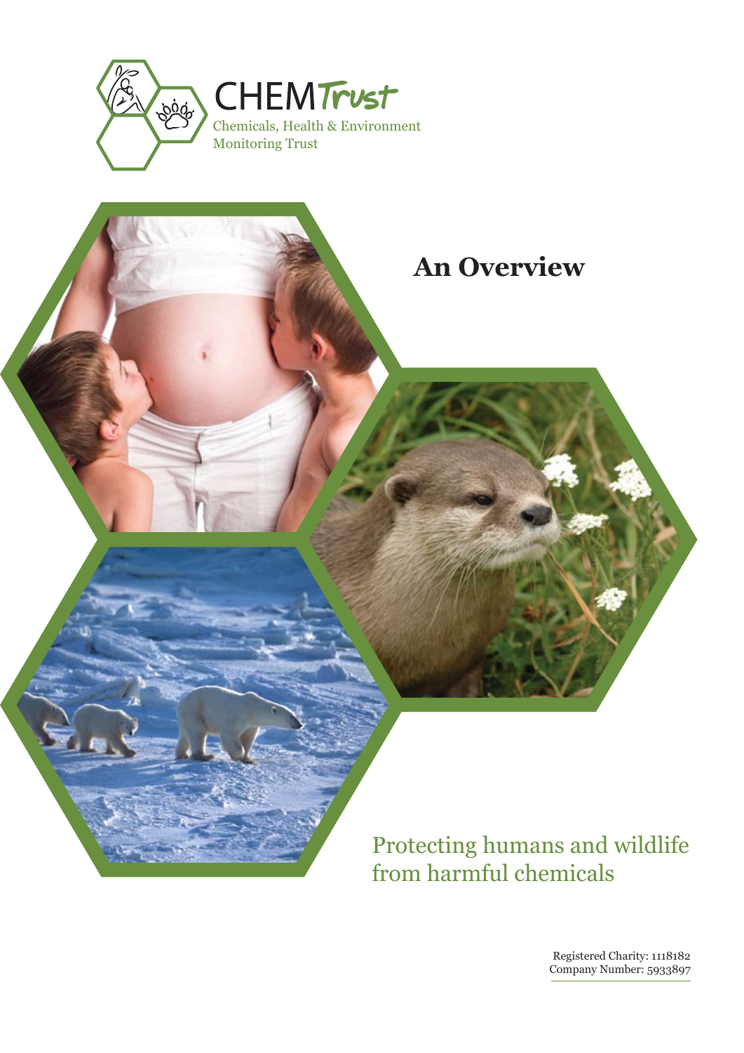CHEM Trust

Chemicals, Health & Environment Monitoring Trust

# An Overview

Protecting humans and wildlife from harmful chemicals

Registered Charity: 1118182
Company Number: 5933897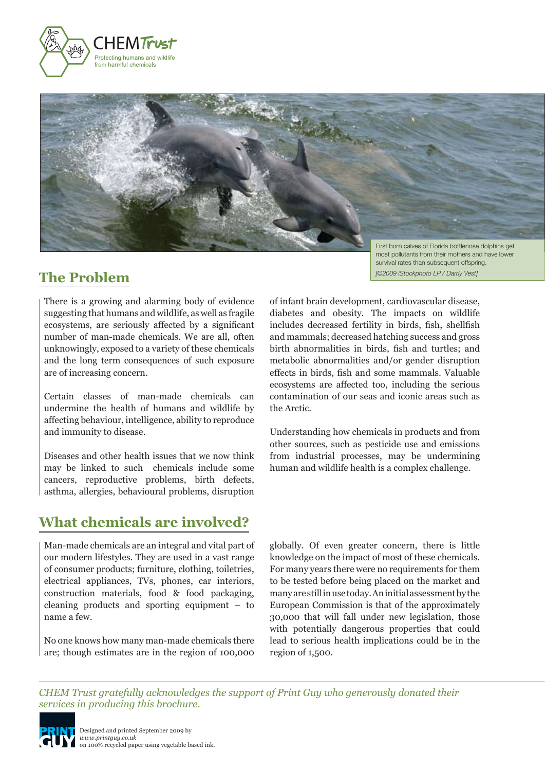CHEM Trust

Protecting humans and wildlife from harmful chemicals

First born calves of Florida bottlenose dolphins get most pollutants from their mothers and have lower survival rates than subsequent offspring.
*[©2009 iStockphoto LP / Darrly Vest]*

## The Problem

There is a growing and alarming body of evidence suggesting that humans and wildlife, as well as fragile ecosystems, are seriously affected by a significant number of man-made chemicals. We are all, often unknowingly, exposed to a variety of these chemicals and the long term consequences of such exposure are of increasing concern.

Certain classes of man-made chemicals can undermine the health of humans and wildlife by affecting behaviour, intelligence, ability to reproduce and immunity to disease.

Diseases and other health issues that we now think may be linked to such chemicals include some cancers, reproductive problems, birth defects, asthma, allergies, behavioural problems, disruption of infant brain development, cardiovascular disease, diabetes and obesity. The impacts on wildlife includes decreased fertility in birds, fish, shellfish and mammals; decreased hatching success and gross birth abnormalities in birds, fish and turtles; and metabolic abnormalities and/or gender disruption effects in birds, fish and some mammals. Valuable ecosystems are affected too, including the serious contamination of our seas and iconic areas such as the Arctic.

Understanding how chemicals in products and from other sources, such as pesticide use and emissions from industrial processes, may be undermining human and wildlife health is a complex challenge.

## What chemicals are involved?

Man-made chemicals are an integral and vital part of our modern lifestyles. They are used in a vast range of consumer products; furniture, clothing, toiletries, electrical appliances, TVs, phones, car interiors, construction materials, food & food packaging, cleaning products and sporting equipment – to name a few.

No one knows how many man-made chemicals there are; though estimates are in the region of 100,000 globally. Of even greater concern, there is little knowledge on the impact of most of these chemicals. For many years there were no requirements for them to be tested before being placed on the market and many are still in use today. An initial assessment by the European Commission is that of the approximately 30,000 that will fall under new legislation, those with potentially dangerous properties that could lead to serious health implications could be in the region of 1,500.

*CHEM Trust gratefully acknowledges the support of Print Guy who generously donated their services in producing this brochure.*

Designed and printed September 2009 by *www.printguy.co.uk* on 100% recycled paper using vegetable based ink.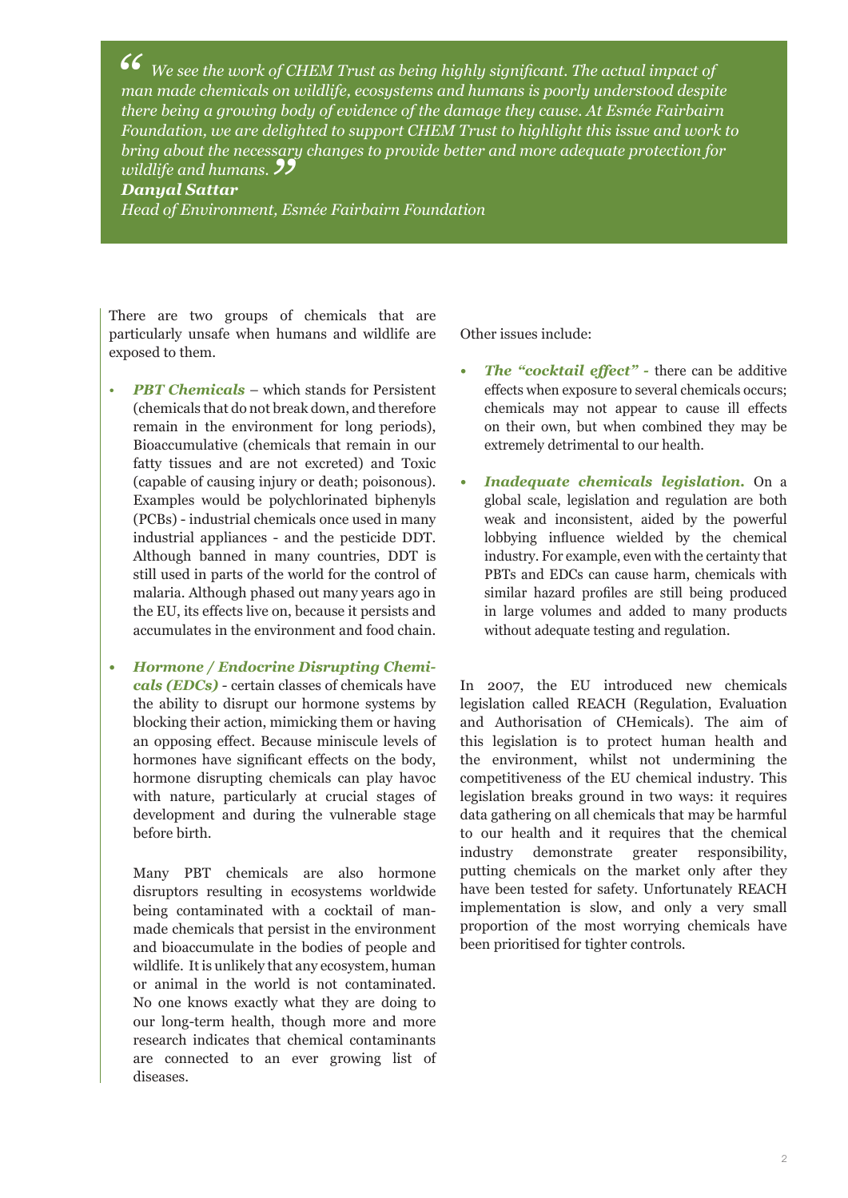> *"We see the work of CHEM Trust as being highly significant. The actual impact of man made chemicals on wildlife, ecosystems and humans is poorly understood despite there being a growing body of evidence of the damage they cause. At Esmée Fairbairn Foundation, we are delighted to support CHEM Trust to highlight this issue and work to bring about the necessary changes to provide better and more adequate protection for wildlife and humans."*
>
> ***Danyal Sattar***
> *Head of Environment, Esmée Fairbairn Foundation*

There are two groups of chemicals that are particularly unsafe when humans and wildlife are exposed to them.

- ***PBT Chemicals*** – which stands for Persistent (chemicals that do not break down, and therefore remain in the environment for long periods), Bioaccumulative (chemicals that remain in our fatty tissues and are not excreted) and Toxic (capable of causing injury or death; poisonous). Examples would be polychlorinated biphenyls (PCBs) - industrial chemicals once used in many industrial appliances - and the pesticide DDT. Although banned in many countries, DDT is still used in parts of the world for the control of malaria. Although phased out many years ago in the EU, its effects live on, because it persists and accumulates in the environment and food chain.

- ***Hormone / Endocrine Disrupting Chemicals (EDCs)*** - certain classes of chemicals have the ability to disrupt our hormone systems by blocking their action, mimicking them or having an opposing effect. Because miniscule levels of hormones have significant effects on the body, hormone disrupting chemicals can play havoc with nature, particularly at crucial stages of development and during the vulnerable stage before birth.

  Many PBT chemicals are also hormone disruptors resulting in ecosystems worldwide being contaminated with a cocktail of man-made chemicals that persist in the environment and bioaccumulate in the bodies of people and wildlife. It is unlikely that any ecosystem, human or animal in the world is not contaminated. No one knows exactly what they are doing to our long-term health, though more and more research indicates that chemical contaminants are connected to an ever growing list of diseases.

Other issues include:

- ***The "cocktail effect"*** - there can be additive effects when exposure to several chemicals occurs; chemicals may not appear to cause ill effects on their own, but when combined they may be extremely detrimental to our health.

- ***Inadequate chemicals legislation.*** On a global scale, legislation and regulation are both weak and inconsistent, aided by the powerful lobbying influence wielded by the chemical industry. For example, even with the certainty that PBTs and EDCs can cause harm, chemicals with similar hazard profiles are still being produced in large volumes and added to many products without adequate testing and regulation.

In 2007, the EU introduced new chemicals legislation called REACH (Regulation, Evaluation and Authorisation of CHemicals). The aim of this legislation is to protect human health and the environment, whilst not undermining the competitiveness of the EU chemical industry. This legislation breaks ground in two ways: it requires data gathering on all chemicals that may be harmful to our health and it requires that the chemical industry demonstrate greater responsibility, putting chemicals on the market only after they have been tested for safety. Unfortunately REACH implementation is slow, and only a very small proportion of the most worrying chemicals have been prioritised for tighter controls.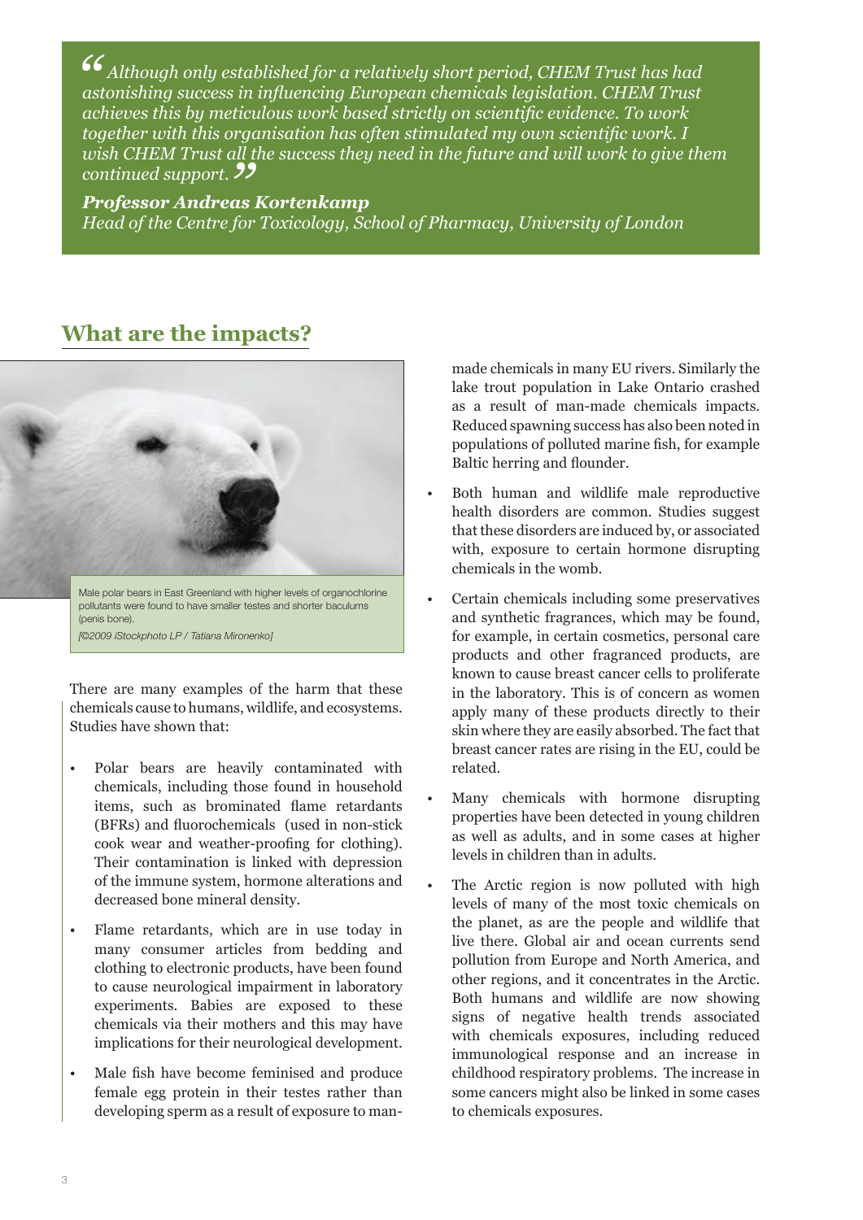> *"Although only established for a relatively short period, CHEM Trust has had astonishing success in influencing European chemicals legislation. CHEM Trust achieves this by meticulous work based strictly on scientific evidence. To work together with this organisation has often stimulated my own scientific work. I wish CHEM Trust all the success they need in the future and will work to give them continued support."*
>
> ***Professor Andreas Kortenkamp***
> *Head of the Centre for Toxicology, School of Pharmacy, University of London*

## What are the impacts?

Male polar bears in East Greenland with higher levels of organochlorine pollutants were found to have smaller testes and shorter baculums (penis bone).

*[©2009 iStockphoto LP / Tatiana Mironenko]*

There are many examples of the harm that these chemicals cause to humans, wildlife, and ecosystems. Studies have shown that:

- Polar bears are heavily contaminated with chemicals, including those found in household items, such as brominated flame retardants (BFRs) and fluorochemicals (used in non-stick cook wear and weather-proofing for clothing). Their contamination is linked with depression of the immune system, hormone alterations and decreased bone mineral density.
- Flame retardants, which are in use today in many consumer articles from bedding and clothing to electronic products, have been found to cause neurological impairment in laboratory experiments. Babies are exposed to these chemicals via their mothers and this may have implications for their neurological development.
- Male fish have become feminised and produce female egg protein in their testes rather than developing sperm as a result of exposure to man-made chemicals in many EU rivers. Similarly the lake trout population in Lake Ontario crashed as a result of man-made chemicals impacts. Reduced spawning success has also been noted in populations of polluted marine fish, for example Baltic herring and flounder.
- Both human and wildlife male reproductive health disorders are common. Studies suggest that these disorders are induced by, or associated with, exposure to certain hormone disrupting chemicals in the womb.
- Certain chemicals including some preservatives and synthetic fragrances, which may be found, for example, in certain cosmetics, personal care products and other fragranced products, are known to cause breast cancer cells to proliferate in the laboratory. This is of concern as women apply many of these products directly to their skin where they are easily absorbed. The fact that breast cancer rates are rising in the EU, could be related.
- Many chemicals with hormone disrupting properties have been detected in young children as well as adults, and in some cases at higher levels in children than in adults.
- The Arctic region is now polluted with high levels of many of the most toxic chemicals on the planet, as are the people and wildlife that live there. Global air and ocean currents send pollution from Europe and North America, and other regions, and it concentrates in the Arctic. Both humans and wildlife are now showing signs of negative health trends associated with chemicals exposures, including reduced immunological response and an increase in childhood respiratory problems. The increase in some cancers might also be linked in some cases to chemicals exposures.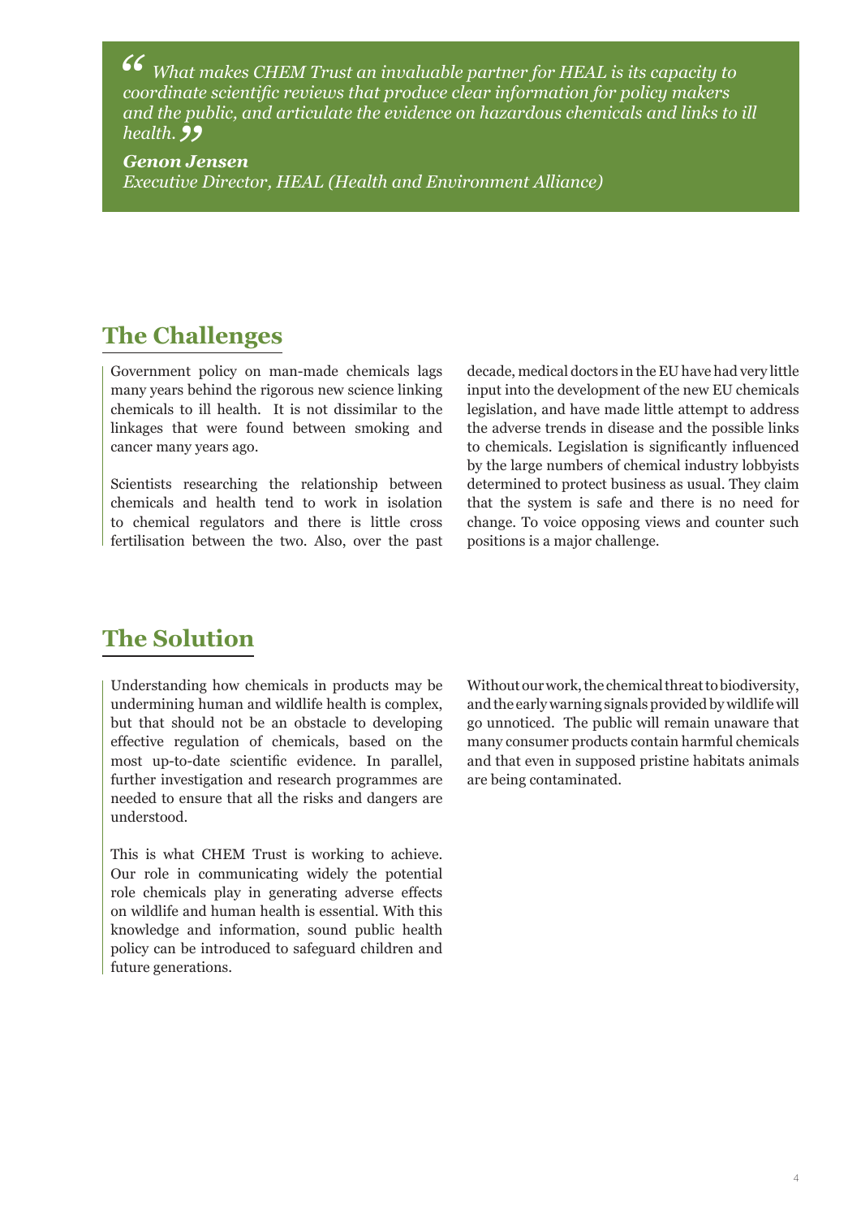> *"What makes CHEM Trust an invaluable partner for HEAL is its capacity to coordinate scientific reviews that produce clear information for policy makers and the public, and articulate the evidence on hazardous chemicals and links to ill health."*
>
> ***Genon Jensen***
> *Executive Director, HEAL (Health and Environment Alliance)*

## The Challenges

Government policy on man-made chemicals lags many years behind the rigorous new science linking chemicals to ill health. It is not dissimilar to the linkages that were found between smoking and cancer many years ago.

Scientists researching the relationship between chemicals and health tend to work in isolation to chemical regulators and there is little cross fertilisation between the two. Also, over the past decade, medical doctors in the EU have had very little input into the development of the new EU chemicals legislation, and have made little attempt to address the adverse trends in disease and the possible links to chemicals. Legislation is significantly influenced by the large numbers of chemical industry lobbyists determined to protect business as usual. They claim that the system is safe and there is no need for change. To voice opposing views and counter such positions is a major challenge.

## The Solution

Understanding how chemicals in products may be undermining human and wildlife health is complex, but that should not be an obstacle to developing effective regulation of chemicals, based on the most up-to-date scientific evidence. In parallel, further investigation and research programmes are needed to ensure that all the risks and dangers are understood.

This is what CHEM Trust is working to achieve. Our role in communicating widely the potential role chemicals play in generating adverse effects on wildlife and human health is essential. With this knowledge and information, sound public health policy can be introduced to safeguard children and future generations.

Without our work, the chemical threat to biodiversity, and the early warning signals provided by wildlife will go unnoticed. The public will remain unaware that many consumer products contain harmful chemicals and that even in supposed pristine habitats animals are being contaminated.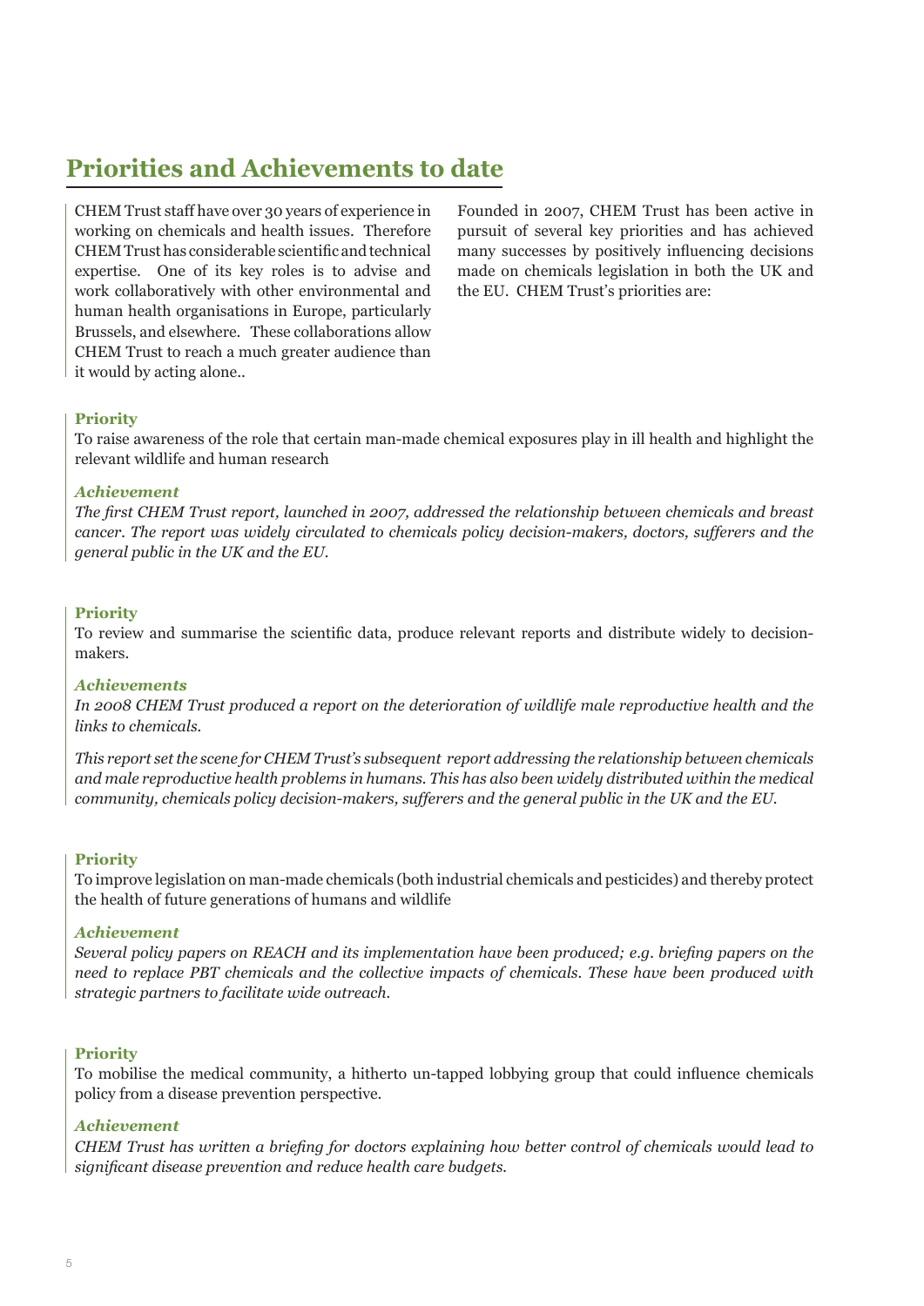## Priorities and Achievements to date

CHEM Trust staff have over 30 years of experience in working on chemicals and health issues. Therefore CHEM Trust has considerable scientific and technical expertise. One of its key roles is to advise and work collaboratively with other environmental and human health organisations in Europe, particularly Brussels, and elsewhere. These collaborations allow CHEM Trust to reach a much greater audience than it would by acting alone..

Founded in 2007, CHEM Trust has been active in pursuit of several key priorities and has achieved many successes by positively influencing decisions made on chemicals legislation in both the UK and the EU. CHEM Trust's priorities are:

**Priority**

To raise awareness of the role that certain man-made chemical exposures play in ill health and highlight the relevant wildlife and human research

***Achievement***

*The first CHEM Trust report, launched in 2007, addressed the relationship between chemicals and breast cancer. The report was widely circulated to chemicals policy decision-makers, doctors, sufferers and the general public in the UK and the EU.*

**Priority**

To review and summarise the scientific data, produce relevant reports and distribute widely to decision-makers.

***Achievements***

*In 2008 CHEM Trust produced a report on the deterioration of wildlife male reproductive health and the links to chemicals.*

*This report set the scene for CHEM Trust's subsequent report addressing the relationship between chemicals and male reproductive health problems in humans. This has also been widely distributed within the medical community, chemicals policy decision-makers, sufferers and the general public in the UK and the EU.*

**Priority**

To improve legislation on man-made chemicals (both industrial chemicals and pesticides) and thereby protect the health of future generations of humans and wildlife

***Achievement***

*Several policy papers on REACH and its implementation have been produced; e.g. briefing papers on the need to replace PBT chemicals and the collective impacts of chemicals. These have been produced with strategic partners to facilitate wide outreach.*

**Priority**

To mobilise the medical community, a hitherto un-tapped lobbying group that could influence chemicals policy from a disease prevention perspective.

***Achievement***

*CHEM Trust has written a briefing for doctors explaining how better control of chemicals would lead to significant disease prevention and reduce health care budgets.*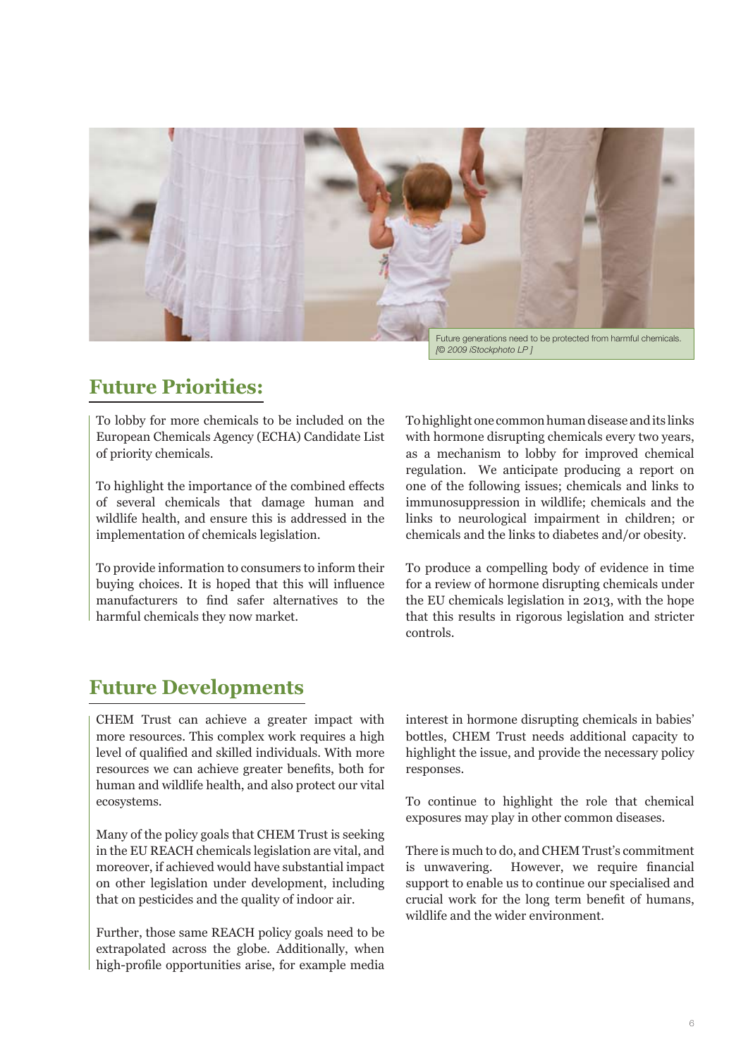Future generations need to be protected from harmful chemicals. *[© 2009 iStockphoto LP ]*

## Future Priorities:

To lobby for more chemicals to be included on the European Chemicals Agency (ECHA) Candidate List of priority chemicals.

To highlight the importance of the combined effects of several chemicals that damage human and wildlife health, and ensure this is addressed in the implementation of chemicals legislation.

To provide information to consumers to inform their buying choices. It is hoped that this will influence manufacturers to find safer alternatives to the harmful chemicals they now market.

To highlight one common human disease and its links with hormone disrupting chemicals every two years, as a mechanism to lobby for improved chemical regulation. We anticipate producing a report on one of the following issues; chemicals and links to immunosuppression in wildlife; chemicals and the links to neurological impairment in children; or chemicals and the links to diabetes and/or obesity.

To produce a compelling body of evidence in time for a review of hormone disrupting chemicals under the EU chemicals legislation in 2013, with the hope that this results in rigorous legislation and stricter controls.

## Future Developments

CHEM Trust can achieve a greater impact with more resources. This complex work requires a high level of qualified and skilled individuals. With more resources we can achieve greater benefits, both for human and wildlife health, and also protect our vital ecosystems.

Many of the policy goals that CHEM Trust is seeking in the EU REACH chemicals legislation are vital, and moreover, if achieved would have substantial impact on other legislation under development, including that on pesticides and the quality of indoor air.

Further, those same REACH policy goals need to be extrapolated across the globe. Additionally, when high-profile opportunities arise, for example media interest in hormone disrupting chemicals in babies' bottles, CHEM Trust needs additional capacity to highlight the issue, and provide the necessary policy responses.

To continue to highlight the role that chemical exposures may play in other common diseases.

There is much to do, and CHEM Trust's commitment is unwavering. However, we require financial support to enable us to continue our specialised and crucial work for the long term benefit of humans, wildlife and the wider environment.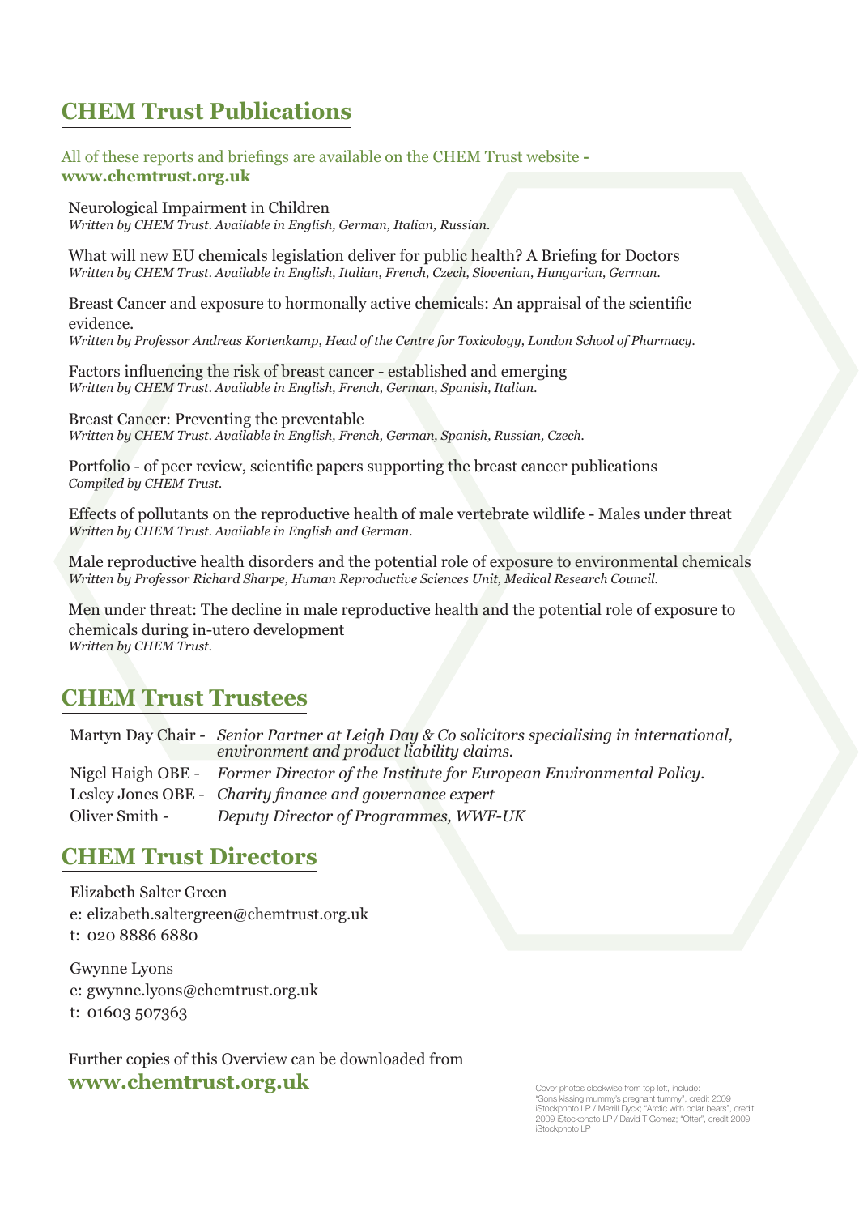## CHEM Trust Publications

All of these reports and briefings are available on the CHEM Trust website - **www.chemtrust.org.uk**

Neurological Impairment in Children
*Written by CHEM Trust. Available in English, German, Italian, Russian.*

What will new EU chemicals legislation deliver for public health? A Briefing for Doctors
*Written by CHEM Trust. Available in English, Italian, French, Czech, Slovenian, Hungarian, German.*

Breast Cancer and exposure to hormonally active chemicals: An appraisal of the scientific evidence.
*Written by Professor Andreas Kortenkamp, Head of the Centre for Toxicology, London School of Pharmacy.*

Factors influencing the risk of breast cancer - established and emerging
*Written by CHEM Trust. Available in English, French, German, Spanish, Italian.*

Breast Cancer: Preventing the preventable
*Written by CHEM Trust. Available in English, French, German, Spanish, Russian, Czech.*

Portfolio - of peer review, scientific papers supporting the breast cancer publications
*Compiled by CHEM Trust.*

Effects of pollutants on the reproductive health of male vertebrate wildlife - Males under threat
*Written by CHEM Trust. Available in English and German.*

Male reproductive health disorders and the potential role of exposure to environmental chemicals
*Written by Professor Richard Sharpe, Human Reproductive Sciences Unit, Medical Research Council.*

Men under threat: The decline in male reproductive health and the potential role of exposure to chemicals during in-utero development
*Written by CHEM Trust.*

## CHEM Trust Trustees

Martyn Day Chair - *Senior Partner at Leigh Day & Co solicitors specialising in international, environment and product liability claims.*
Nigel Haigh OBE - *Former Director of the Institute for European Environmental Policy.*
Lesley Jones OBE - *Charity finance and governance expert*
Oliver Smith - *Deputy Director of Programmes, WWF-UK*

## CHEM Trust Directors

Elizabeth Salter Green
e: elizabeth.saltergreen@chemtrust.org.uk
t: 020 8886 6880

Gwynne Lyons
e: gwynne.lyons@chemtrust.org.uk
t: 01603 507363

Further copies of this Overview can be downloaded from
**www.chemtrust.org.uk**

Cover photos clockwise from top left, include: "Sons kissing mummy's pregnant tummy", credit 2009 iStockphoto LP / Merrill Dyck; "Arctic with polar bears", credit 2009 iStockphoto LP / David T Gomez; "Otter", credit 2009 iStockphoto LP